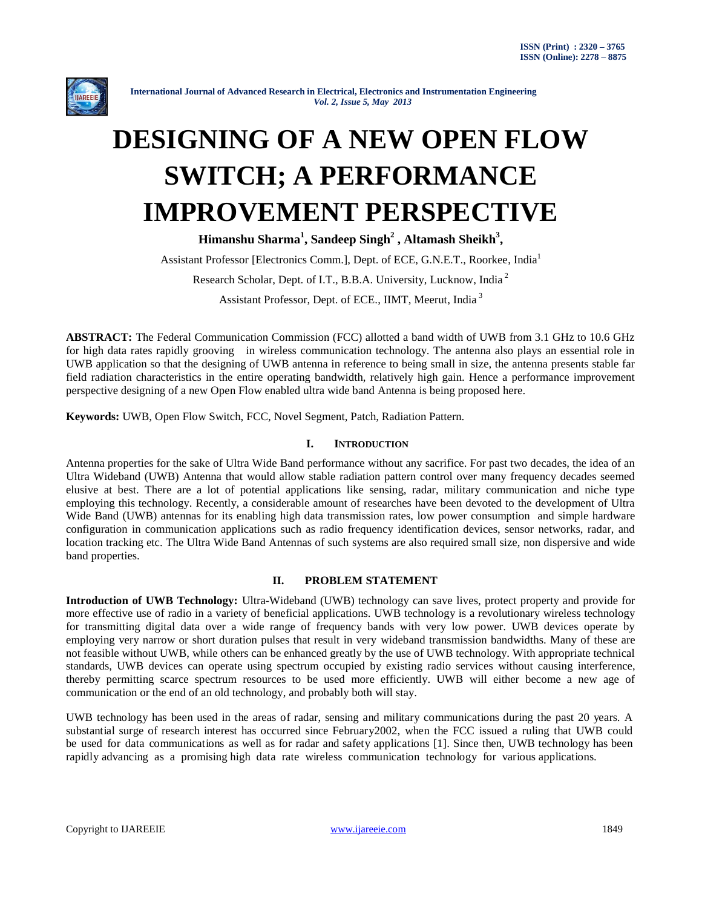# DESIGNING OF A NEW OPEN FLOW SWITCH; A PERFORMANCE IMPROVEMENT PERSPECTIVE

**Himanshu Sharma[1], Sandeep Singh[2] , Altamash Sheikh[3],**

Assistant Professor [Electronics Comm.], Dept. of ECE, G.N.E.T., Roorkee, India[1]

Research Scholar, Dept. of I.T., B.B.A. University, Lucknow, India [2]

Assistant Professor, Dept. of ECE., IIMT, Meerut, India [3]

**ABSTRACT:** The Federal Communication Commission (FCC) allotted a band width of UWB from 3.1 GHz to 10.6 GHz for high data rates rapidly grooving in wireless communication technology. The antenna also plays an essential role in UWB application so that the designing of UWB antenna in reference to being small in size, the antenna presents stable far field radiation characteristics in the entire operating bandwidth, relatively high gain. Hence a performance improvement perspective designing of a new Open Flow enabled ultra wide band Antenna is being proposed here.

**Keywords:** UWB, Open Flow Switch, FCC, Novel Segment, Patch, Radiation Pattern.

## I. INTRODUCTION

Antenna properties for the sake of Ultra Wide Band performance without any sacrifice. For past two decades, the idea of an Ultra Wideband (UWB) Antenna that would allow stable radiation pattern control over many frequency decades seemed elusive at best. There are a lot of potential applications like sensing, radar, military communication and niche type employing this technology. Recently, a considerable amount of researches have been devoted to the development of Ultra Wide Band (UWB) antennas for its enabling high data transmission rates, low power consumption and simple hardware configuration in communication applications such as radio frequency identification devices, sensor networks, radar, and location tracking etc. The Ultra Wide Band Antennas of such systems are also required small size, non dispersive and wide band properties.

## II. PROBLEM STATEMENT

**Introduction of UWB Technology:** Ultra-Wideband (UWB) technology can save lives, protect property and provide for more effective use of radio in a variety of beneficial applications. UWB technology is a revolutionary wireless technology for transmitting digital data over a wide range of frequency bands with very low power. UWB devices operate by employing very narrow or short duration pulses that result in very wideband transmission bandwidths. Many of these are not feasible without UWB, while others can be enhanced greatly by the use of UWB technology. With appropriate technical standards, UWB devices can operate using spectrum occupied by existing radio services without causing interference, thereby permitting scarce spectrum resources to be used more efficiently. UWB will either become a new age of communication or the end of an old technology, and probably both will stay.

UWB technology has been used in the areas of radar, sensing and military communications during the past 20 years. A substantial surge of research interest has occurred since February2002, when the FCC issued a ruling that UWB could be used for data communications as well as for radar and safety applications [1]. Since then, UWB technology has been rapidly advancing as a promising high data rate wireless communication technology for various applications.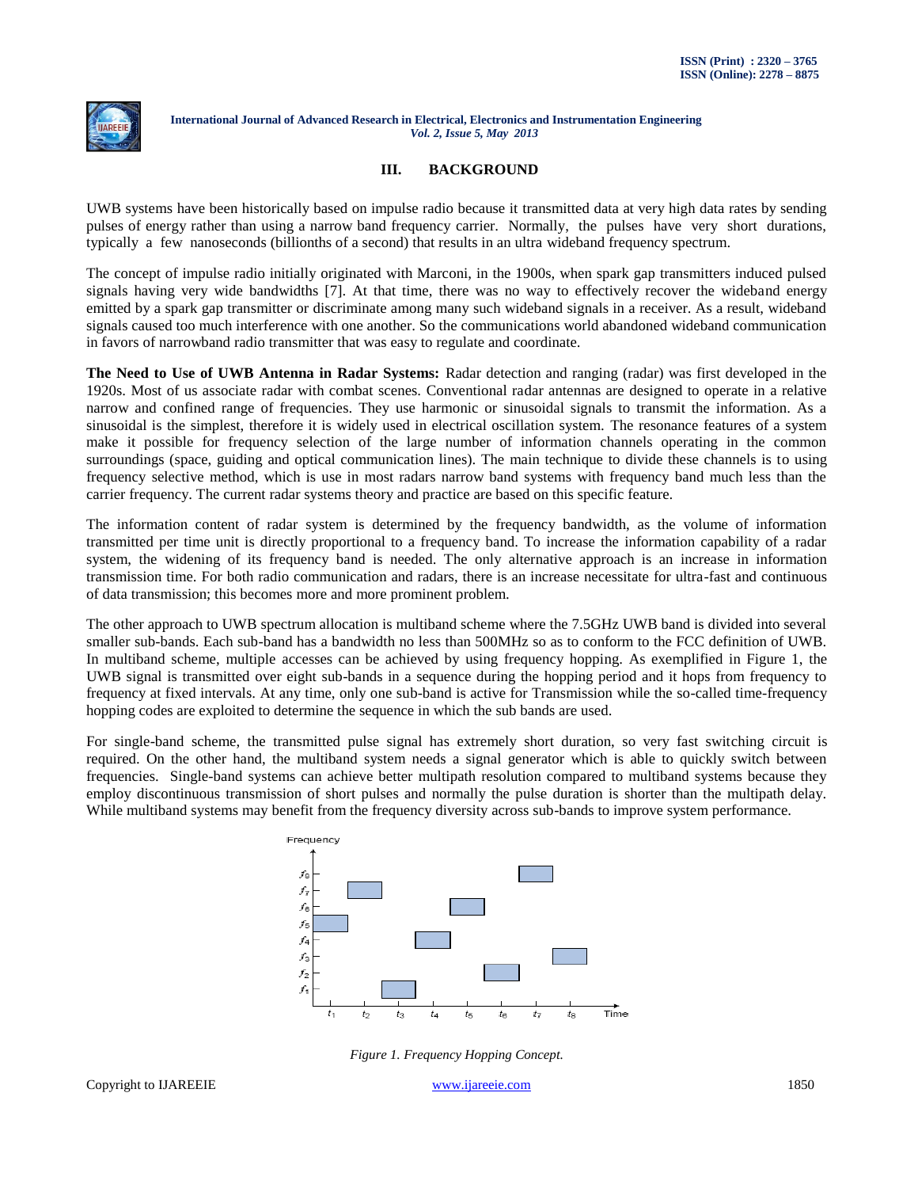## III. BACKGROUND

UWB systems have been historically based on impulse radio because it transmitted data at very high data rates by sending pulses of energy rather than using a narrow band frequency carrier. Normally, the pulses have very short durations, typically a few nanoseconds (billionths of a second) that results in an ultra wideband frequency spectrum.

The concept of impulse radio initially originated with Marconi, in the 1900s, when spark gap transmitters induced pulsed signals having very wide bandwidths [7]. At that time, there was no way to effectively recover the wideband energy emitted by a spark gap transmitter or discriminate among many such wideband signals in a receiver. As a result, wideband signals caused too much interference with one another. So the communications world abandoned wideband communication in favors of narrowband radio transmitter that was easy to regulate and coordinate.

**The Need to Use of UWB Antenna in Radar Systems:** Radar detection and ranging (radar) was first developed in the 1920s. Most of us associate radar with combat scenes. Conventional radar antennas are designed to operate in a relative narrow and confined range of frequencies. They use harmonic or sinusoidal signals to transmit the information. As a sinusoidal is the simplest, therefore it is widely used in electrical oscillation system. The resonance features of a system make it possible for frequency selection of the large number of information channels operating in the common surroundings (space, guiding and optical communication lines). The main technique to divide these channels is to using frequency selective method, which is use in most radars narrow band systems with frequency band much less than the carrier frequency. The current radar systems theory and practice are based on this specific feature.

The information content of radar system is determined by the frequency bandwidth, as the volume of information transmitted per time unit is directly proportional to a frequency band. To increase the information capability of a radar system, the widening of its frequency band is needed. The only alternative approach is an increase in information transmission time. For both radio communication and radars, there is an increase necessitate for ultra-fast and continuous of data transmission; this becomes more and more prominent problem.

The other approach to UWB spectrum allocation is multiband scheme where the 7.5GHz UWB band is divided into several smaller sub-bands. Each sub-band has a bandwidth no less than 500MHz so as to conform to the FCC definition of UWB. In multiband scheme, multiple accesses can be achieved by using frequency hopping. As exemplified in Figure 1, the UWB signal is transmitted over eight sub-bands in a sequence during the hopping period and it hops from frequency to frequency at fixed intervals. At any time, only one sub-band is active for Transmission while the so-called time-frequency hopping codes are exploited to determine the sequence in which the sub bands are used.

For single-band scheme, the transmitted pulse signal has extremely short duration, so very fast switching circuit is required. On the other hand, the multiband system needs a signal generator which is able to quickly switch between frequencies. Single-band systems can achieve better multipath resolution compared to multiband systems because they employ discontinuous transmission of short pulses and normally the pulse duration is shorter than the multipath delay. While multiband systems may benefit from the frequency diversity across sub-bands to improve system performance.

*Figure 1. Frequency Hopping Concept.*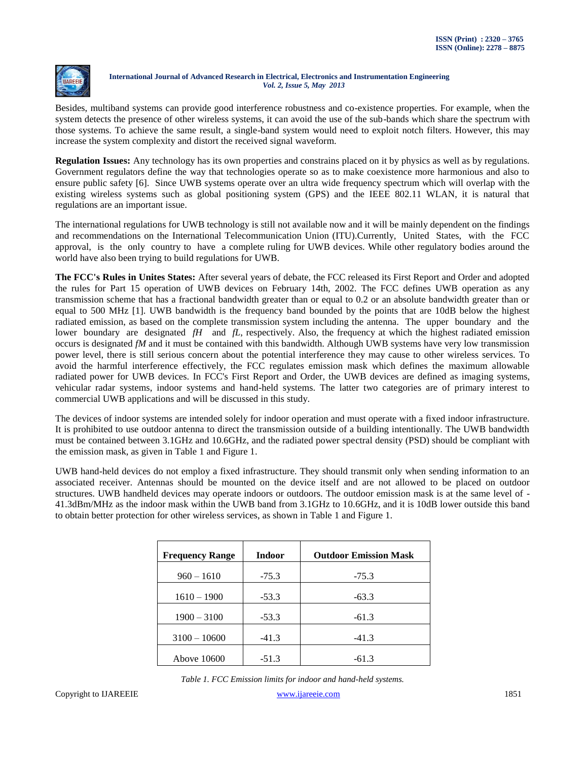Besides, multiband systems can provide good interference robustness and co-existence properties. For example, when the system detects the presence of other wireless systems, it can avoid the use of the sub-bands which share the spectrum with those systems. To achieve the same result, a single-band system would need to exploit notch filters. However, this may increase the system complexity and distort the received signal waveform.

**Regulation Issues:** Any technology has its own properties and constrains placed on it by physics as well as by regulations. Government regulators define the way that technologies operate so as to make coexistence more harmonious and also to ensure public safety [6]. Since UWB systems operate over an ultra wide frequency spectrum which will overlap with the existing wireless systems such as global positioning system (GPS) and the IEEE 802.11 WLAN, it is natural that regulations are an important issue.

The international regulations for UWB technology is still not available now and it will be mainly dependent on the findings and recommendations on the International Telecommunication Union (ITU).Currently, United States, with the FCC approval, is the only country to have a complete ruling for UWB devices. While other regulatory bodies around the world have also been trying to build regulations for UWB.

**The FCC's Rules in Unites States:** After several years of debate, the FCC released its First Report and Order and adopted the rules for Part 15 operation of UWB devices on February 14th, 2002. The FCC defines UWB operation as any transmission scheme that has a fractional bandwidth greater than or equal to 0.2 or an absolute bandwidth greater than or equal to 500 MHz [1]. UWB bandwidth is the frequency band bounded by the points that are 10dB below the highest radiated emission, as based on the complete transmission system including the antenna. The upper boundary and the lower boundary are designated $f_H$ and $f_L$, respectively. Also, the frequency at which the highest radiated emission occurs is designated $f_M$ and it must be contained with this bandwidth. Although UWB systems have very low transmission power level, there is still serious concern about the potential interference they may cause to other wireless services. To avoid the harmful interference effectively, the FCC regulates emission mask which defines the maximum allowable radiated power for UWB devices. In FCC's First Report and Order, the UWB devices are defined as imaging systems, vehicular radar systems, indoor systems and hand-held systems. The latter two categories are of primary interest to commercial UWB applications and will be discussed in this study.

The devices of indoor systems are intended solely for indoor operation and must operate with a fixed indoor infrastructure. It is prohibited to use outdoor antenna to direct the transmission outside of a building intentionally. The UWB bandwidth must be contained between 3.1GHz and 10.6GHz, and the radiated power spectral density (PSD) should be compliant with the emission mask, as given in Table 1 and Figure 1.

UWB hand-held devices do not employ a fixed infrastructure. They should transmit only when sending information to an associated receiver. Antennas should be mounted on the device itself and are not allowed to be placed on outdoor structures. UWB handheld devices may operate indoors or outdoors. The outdoor emission mask is at the same level of -41.3dBm/MHz as the indoor mask within the UWB band from 3.1GHz to 10.6GHz, and it is 10dB lower outside this band to obtain better protection for other wireless services, as shown in Table 1 and Figure 1.

| Frequency Range | Indoor | Outdoor Emission Mask |
|---|---|---|
| 960 – 1610 | -75.3 | -75.3 |
| 1610 – 1900 | -53.3 | -63.3 |
| 1900 – 3100 | -53.3 | -61.3 |
| 3100 – 10600 | -41.3 | -41.3 |
| Above 10600 | -51.3 | -61.3 |

*Table 1. FCC Emission limits for indoor and hand-held systems.*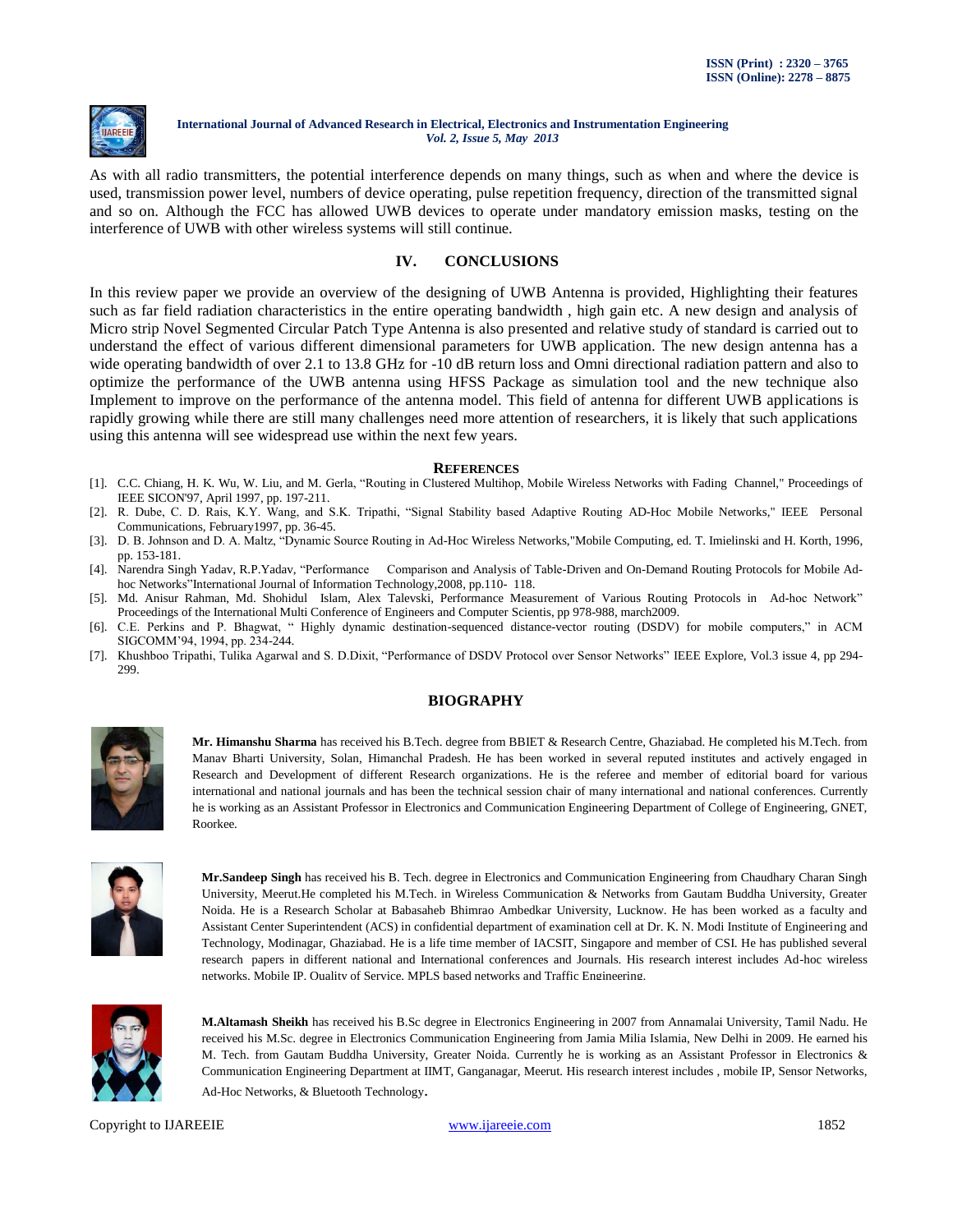As with all radio transmitters, the potential interference depends on many things, such as when and where the device is used, transmission power level, numbers of device operating, pulse repetition frequency, direction of the transmitted signal and so on. Although the FCC has allowed UWB devices to operate under mandatory emission masks, testing on the interference of UWB with other wireless systems will still continue.

## IV. CONCLUSIONS

In this review paper we provide an overview of the designing of UWB Antenna is provided, Highlighting their features such as far field radiation characteristics in the entire operating bandwidth , high gain etc. A new design and analysis of Micro strip Novel Segmented Circular Patch Type Antenna is also presented and relative study of standard is carried out to understand the effect of various different dimensional parameters for UWB application. The new design antenna has a wide operating bandwidth of over 2.1 to 13.8 GHz for -10 dB return loss and Omni directional radiation pattern and also to optimize the performance of the UWB antenna using HFSS Package as simulation tool and the new technique also Implement to improve on the performance of the antenna model. This field of antenna for different UWB applications is rapidly growing while there are still many challenges need more attention of researchers, it is likely that such applications using this antenna will see widespread use within the next few years.

## REFERENCES

[1]. C.C. Chiang, H. K. Wu, W. Liu, and M. Gerla, "Routing in Clustered Multihop, Mobile Wireless Networks with Fading Channel," Proceedings of IEEE SICON'97, April 1997, pp. 197-211.

[2]. R. Dube, C. D. Rais, K.Y. Wang, and S.K. Tripathi, "Signal Stability based Adaptive Routing AD-Hoc Mobile Networks," IEEE Personal Communications, February1997, pp. 36-45.

[3]. D. B. Johnson and D. A. Maltz, "Dynamic Source Routing in Ad-Hoc Wireless Networks,"Mobile Computing, ed. T. Imielinski and H. Korth, 1996, pp. 153-181.

[4]. Narendra Singh Yadav, R.P.Yadav, "Performance Comparison and Analysis of Table-Driven and On-Demand Routing Protocols for Mobile Ad-hoc Networks"International Journal of Information Technology,2008, pp.110- 118.

[5]. Md. Anisur Rahman, Md. Shohidul Islam, Alex Talevski, Performance Measurement of Various Routing Protocols in Ad-hoc Network" Proceedings of the International Multi Conference of Engineers and Computer Scientis, pp 978-988, march2009.

[6]. C.E. Perkins and P. Bhagwat, " Highly dynamic destination-sequenced distance-vector routing (DSDV) for mobile computers," in ACM SIGCOMM'94, 1994, pp. 234-244.

[7]. Khushboo Tripathi, Tulika Agarwal and S. D.Dixit, "Performance of DSDV Protocol over Sensor Networks" IEEE Explore, Vol.3 issue 4, pp 294-299.

## BIOGRAPHY

**Mr. Himanshu Sharma** has received his B.Tech. degree from BBIET & Research Centre, Ghaziabad. He completed his M.Tech. from Manav Bharti University, Solan, Himanchal Pradesh. He has been worked in several reputed institutes and actively engaged in Research and Development of different Research organizations. He is the referee and member of editorial board for various international and national journals and has been the technical session chair of many international and national conferences. Currently he is working as an Assistant Professor in Electronics and Communication Engineering Department of College of Engineering, GNET, Roorkee.

**Mr.Sandeep Singh** has received his B. Tech. degree in Electronics and Communication Engineering from Chaudhary Charan Singh University, Meerut.He completed his M.Tech. in Wireless Communication & Networks from Gautam Buddha University, Greater Noida. He is a Research Scholar at Babasaheb Bhimrao Ambedkar University, Lucknow. He has been worked as a faculty and Assistant Center Superintendent (ACS) in confidential department of examination cell at Dr. K. N. Modi Institute of Engineering and Technology, Modinagar, Ghaziabad. He is a life time member of IACSIT, Singapore and member of CSI. He has published several research papers in different national and International conferences and Journals. His research interest includes Ad-hoc wireless networks, Mobile IP, Quality of Service, MPLS based networks and Traffic Engineering.

**M.Altamash Sheikh** has received his B.Sc degree in Electronics Engineering in 2007 from Annamalai University, Tamil Nadu. He received his M.Sc. degree in Electronics Communication Engineering from Jamia Milia Islamia, New Delhi in 2009. He earned his M. Tech. from Gautam Buddha University, Greater Noida. Currently he is working as an Assistant Professor in Electronics & Communication Engineering Department at IIMT, Ganganagar, Meerut. His research interest includes , mobile IP, Sensor Networks, Ad-Hoc Networks, & Bluetooth Technology.